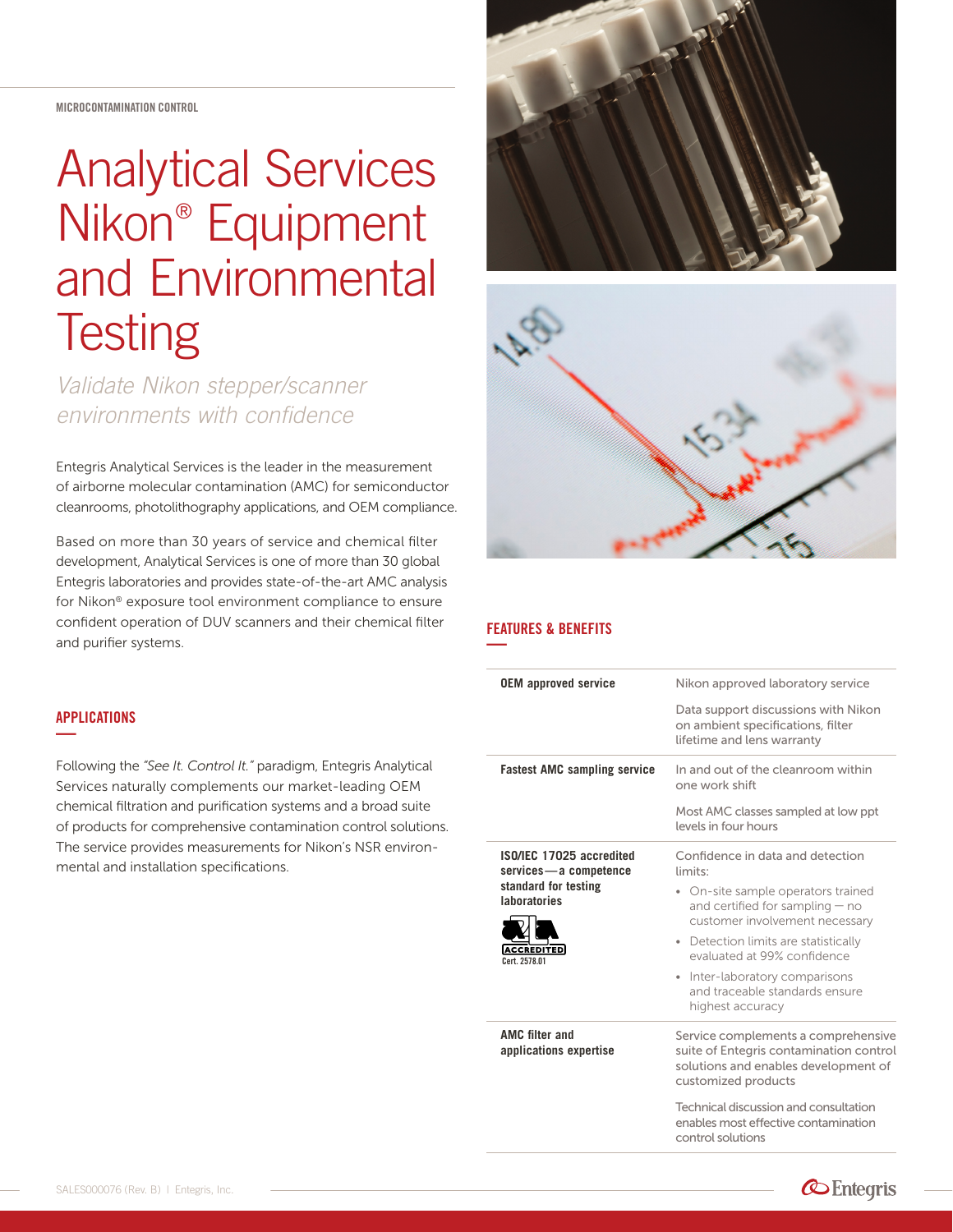MICROCONTAMINATION CONTROL

# Analytical Services Nikon® Equipment and Environmental Testing

*Validate Nikon stepper/scanner environments with confidence*

Entegris Analytical Services is the leader in the measurement of airborne molecular contamination (AMC) for semiconductor cleanrooms, photolithography applications, and OEM compliance.

Based on more than 30 years of service and chemical filter development, Analytical Services is one of more than 30 global Entegris laboratories and provides state-of-the-art AMC analysis for Nikon® exposure tool environment compliance to ensure confident operation of DUV scanners and their chemical filter and purifier systems.

## APPLICATIONS

Following the *"See It. Control It."* paradigm, Entegris Analytical Services naturally complements our market-leading OEM chemical filtration and purification systems and a broad suite of products for comprehensive contamination control solutions. The service provides measurements for Nikon's NSR environmental and installation specifications.

## FEATURES & BENEFITS

| | |
|---|---|
| **OEM approved service** | Nikon approved laboratory service<br><br>Data support discussions with Nikon on ambient specifications, filter lifetime and lens warranty |
| **Fastest AMC sampling service** | In and out of the cleanroom within one work shift<br><br>Most AMC classes sampled at low ppt levels in four hours |
| **ISO/IEC 17025 accredited services — a competence standard for testing laboratories**<br><br>ACCREDITED Cert. 2578.01 | Confidence in data and detection limits:<br>• On-site sample operators trained and certified for sampling — no customer involvement necessary<br>• Detection limits are statistically evaluated at 99% confidence<br>• Inter-laboratory comparisons and traceable standards ensure highest accuracy |
| **AMC filter and applications expertise** | Service complements a comprehensive suite of Entegris contamination control solutions and enables development of customized products<br><br>Technical discussion and consultation enables most effective contamination control solutions |

SALES000076 (Rev. B) | Entegris, Inc.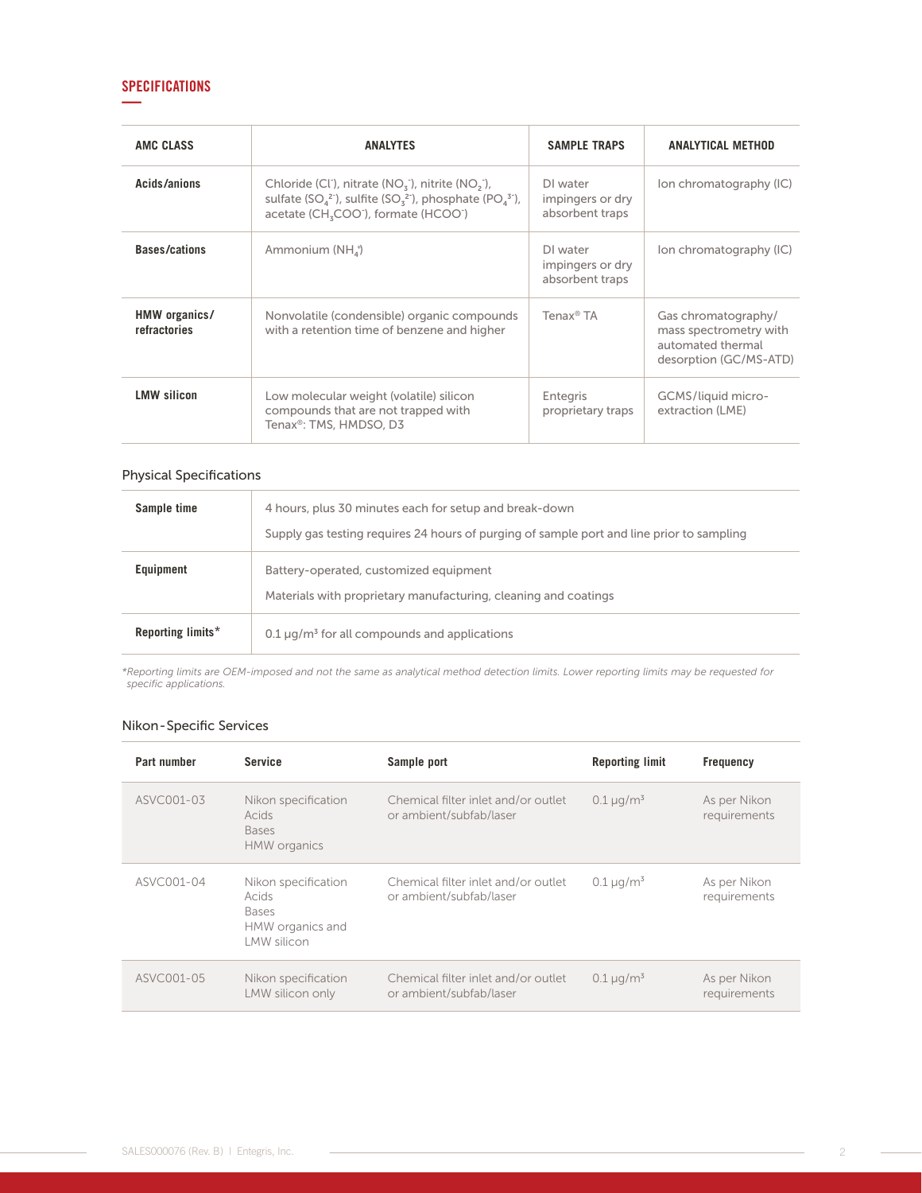## SPECIFICATIONS

| AMC CLASS | ANALYTES | SAMPLE TRAPS | ANALYTICAL METHOD |
|---|---|---|---|
| **Acids/anions** | Chloride ($Cl^-$), nitrate ($NO_3^-$), nitrite ($NO_2^-$), sulfate ($SO_4^{2-}$), sulfite ($SO_3^{2-}$), phosphate ($PO_4^{3-}$), acetate ($CH_3COO^-$), formate ($HCOO^-$) | DI water impingers or dry absorbent traps | Ion chromatography (IC) |
| **Bases/cations** | Ammonium ($NH_4^+$) | DI water impingers or dry absorbent traps | Ion chromatography (IC) |
| **HMW organics/ refractories** | Nonvolatile (condensible) organic compounds with a retention time of benzene and higher | Tenax® TA | Gas chromatography/ mass spectrometry with automated thermal desorption (GC/MS-ATD) |
| **LMW silicon** | Low molecular weight (volatile) silicon compounds that are not trapped with Tenax®: TMS, HMDSO, D3 | Entegris proprietary traps | GCMS/liquid micro-extraction (LME) |

### Physical Specifications

| | |
|---|---|
| **Sample time** | 4 hours, plus 30 minutes each for setup and break-down<br>Supply gas testing requires 24 hours of purging of sample port and line prior to sampling |
| **Equipment** | Battery-operated, customized equipment<br>Materials with proprietary manufacturing, cleaning and coatings |
| **Reporting limits*** | 0.1 µg/m³ for all compounds and applications |

*Reporting limits are OEM-imposed and not the same as analytical method detection limits. Lower reporting limits may be requested for specific applications.*

### Nikon-Specific Services

| Part number | Service | Sample port | Reporting limit | Frequency |
|---|---|---|---|---|
| ASVC001-03 | Nikon specification<br>Acids<br>Bases<br>HMW organics | Chemical filter inlet and/or outlet or ambient/subfab/laser | 0.1 µg/m³ | As per Nikon requirements |
| ASVC001-04 | Nikon specification<br>Acids<br>Bases<br>HMW organics and LMW silicon | Chemical filter inlet and/or outlet or ambient/subfab/laser | 0.1 µg/m³ | As per Nikon requirements |
| ASVC001-05 | Nikon specification<br>LMW silicon only | Chemical filter inlet and/or outlet or ambient/subfab/laser | 0.1 µg/m³ | As per Nikon requirements |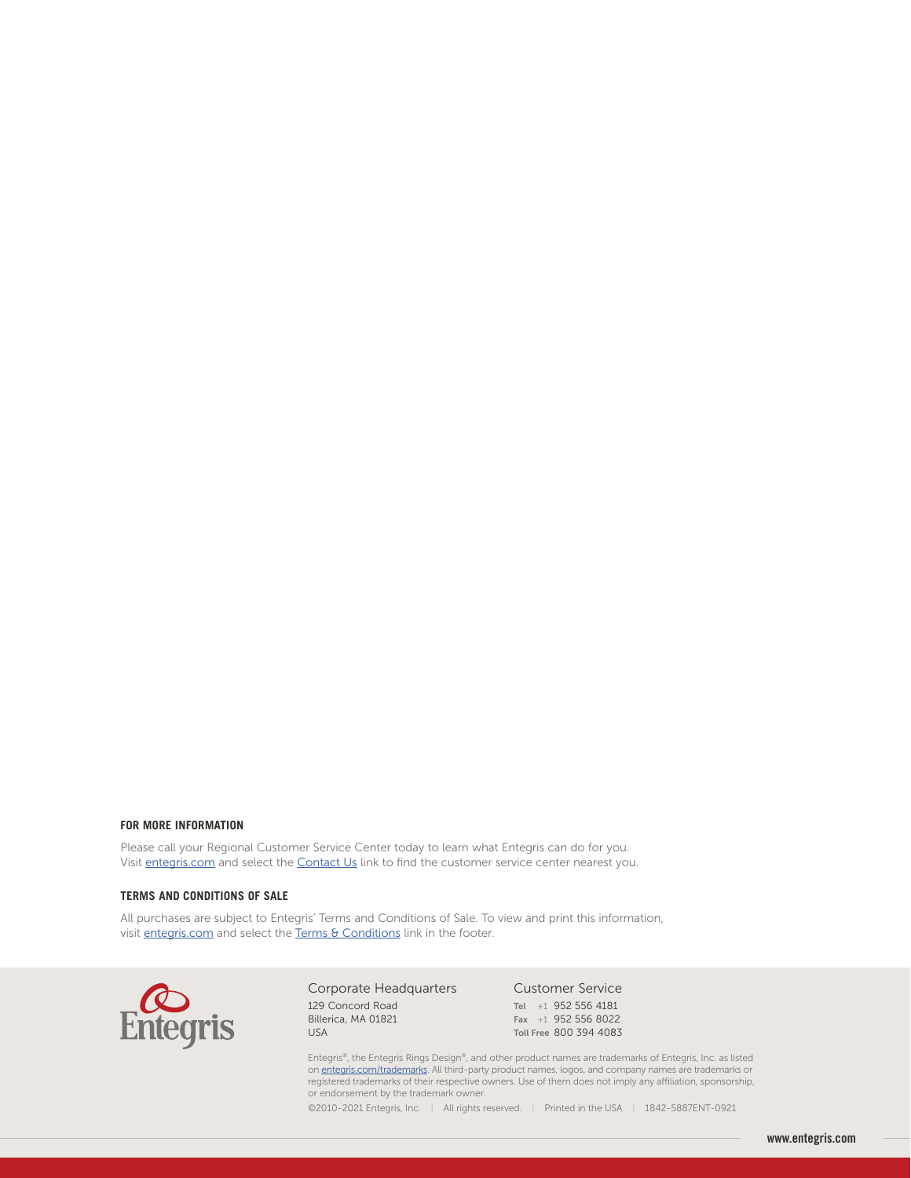### FOR MORE INFORMATION

Please call your Regional Customer Service Center today to learn what Entegris can do for you. Visit entegris.com and select the Contact Us link to find the customer service center nearest you.

### TERMS AND CONDITIONS OF SALE

All purchases are subject to Entegris' Terms and Conditions of Sale. To view and print this information, visit entegris.com and select the Terms & Conditions link in the footer.

Entegris

Corporate Headquarters
129 Concord Road
Billerica, MA 01821
USA

Customer Service
Tel +1 952 556 4181
Fax +1 952 556 8022
Toll Free 800 394 4083

Entegris®, the Entegris Rings Design®, and other product names are trademarks of Entegris, Inc. as listed on entegris.com/trademarks. All third-party product names, logos, and company names are trademarks or registered trademarks of their respective owners. Use of them does not imply any affiliation, sponsorship, or endorsement by the trademark owner.

©2010-2021 Entegris, Inc. | All rights reserved. | Printed in the USA | 1842-5887ENT-0921

www.entegris.com